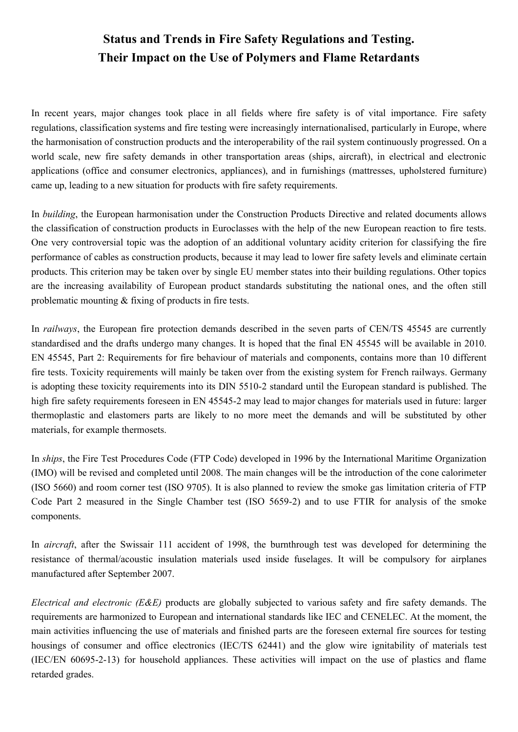# Status and Trends in Fire Safety Regulations and Testing. Their Impact on the Use of Polymers and Flame Retardants

In recent years, major changes took place in all fields where fire safety is of vital importance. Fire safety regulations, classification systems and fire testing were increasingly internationalised, particularly in Europe, where the harmonisation of construction products and the interoperability of the rail system continuously progressed. On a world scale, new fire safety demands in other transportation areas (ships, aircraft), in electrical and electronic applications (office and consumer electronics, appliances), and in furnishings (mattresses, upholstered furniture) came up, leading to a new situation for products with fire safety requirements.

In *building*, the European harmonisation under the Construction Products Directive and related documents allows the classification of construction products in Euroclasses with the help of the new European reaction to fire tests. One very controversial topic was the adoption of an additional voluntary acidity criterion for classifying the fire performance of cables as construction products, because it may lead to lower fire safety levels and eliminate certain products. This criterion may be taken over by single EU member states into their building regulations. Other topics are the increasing availability of European product standards substituting the national ones, and the often still problematic mounting & fixing of products in fire tests.

In *railways*, the European fire protection demands described in the seven parts of CEN/TS 45545 are currently standardised and the drafts undergo many changes. It is hoped that the final EN 45545 will be available in 2010. EN 45545, Part 2: Requirements for fire behaviour of materials and components, contains more than 10 different fire tests. Toxicity requirements will mainly be taken over from the existing system for French railways. Germany is adopting these toxicity requirements into its DIN 5510-2 standard until the European standard is published. The high fire safety requirements foreseen in EN 45545-2 may lead to major changes for materials used in future: larger thermoplastic and elastomers parts are likely to no more meet the demands and will be substituted by other materials, for example thermosets.

In *ships*, the Fire Test Procedures Code (FTP Code) developed in 1996 by the International Maritime Organization (IMO) will be revised and completed until 2008. The main changes will be the introduction of the cone calorimeter (ISO 5660) and room corner test (ISO 9705). It is also planned to review the smoke gas limitation criteria of FTP Code Part 2 measured in the Single Chamber test (ISO 5659-2) and to use FTIR for analysis of the smoke components.

In *aircraft*, after the Swissair 111 accident of 1998, the burnthrough test was developed for determining the resistance of thermal/acoustic insulation materials used inside fuselages. It will be compulsory for airplanes manufactured after September 2007.

*Electrical and electronic (E&E)* products are globally subjected to various safety and fire safety demands. The requirements are harmonized to European and international standards like IEC and CENELEC. At the moment, the main activities influencing the use of materials and finished parts are the foreseen external fire sources for testing housings of consumer and office electronics (IEC/TS 62441) and the glow wire ignitability of materials test (IEC/EN 60695-2-13) for household appliances. These activities will impact on the use of plastics and flame retarded grades.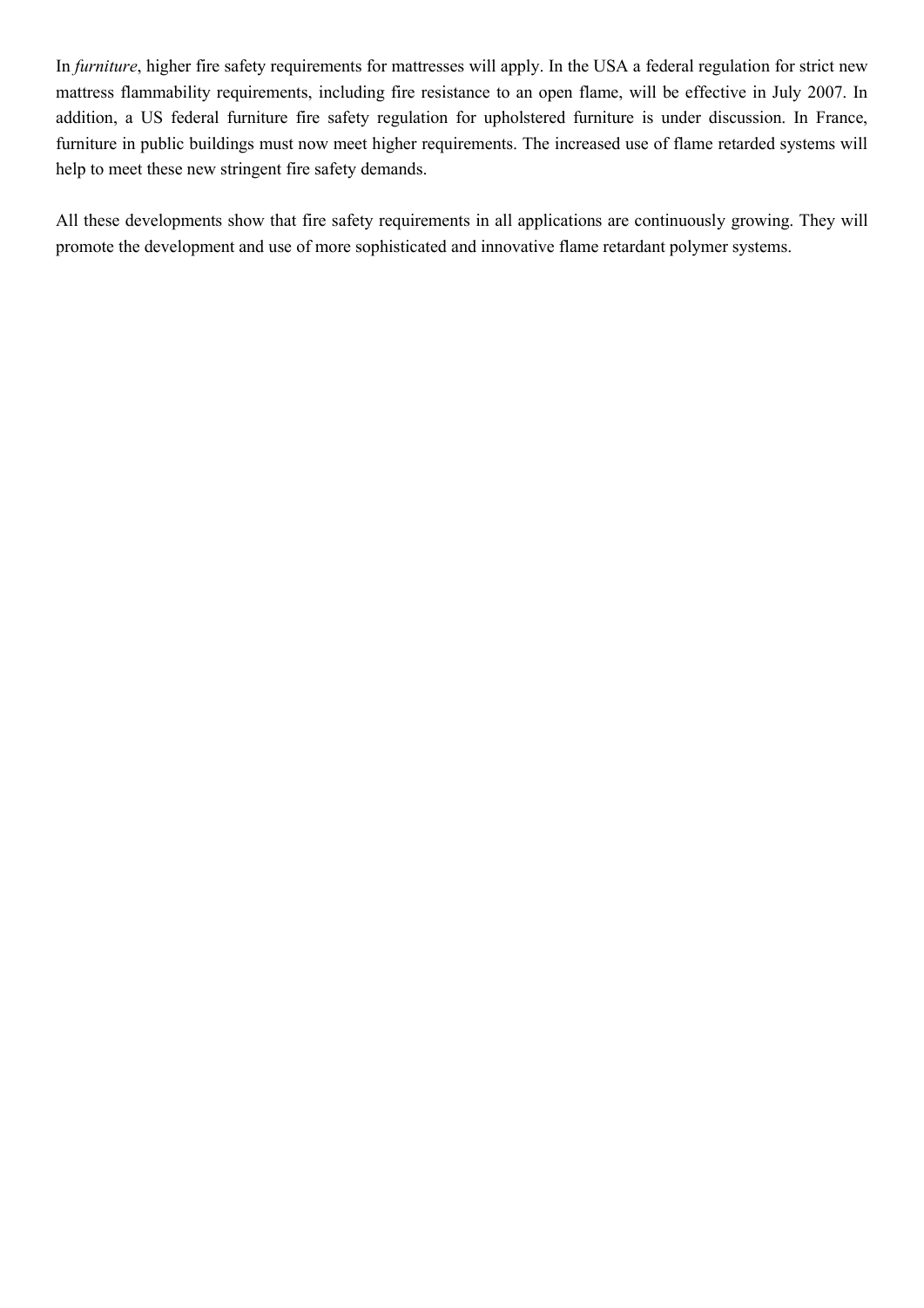In *furniture*, higher fire safety requirements for mattresses will apply. In the USA a federal regulation for strict new mattress flammability requirements, including fire resistance to an open flame, will be effective in July 2007. In addition, a US federal furniture fire safety regulation for upholstered furniture is under discussion. In France, furniture in public buildings must now meet higher requirements. The increased use of flame retarded systems will help to meet these new stringent fire safety demands.

All these developments show that fire safety requirements in all applications are continuously growing. They will promote the development and use of more sophisticated and innovative flame retardant polymer systems.